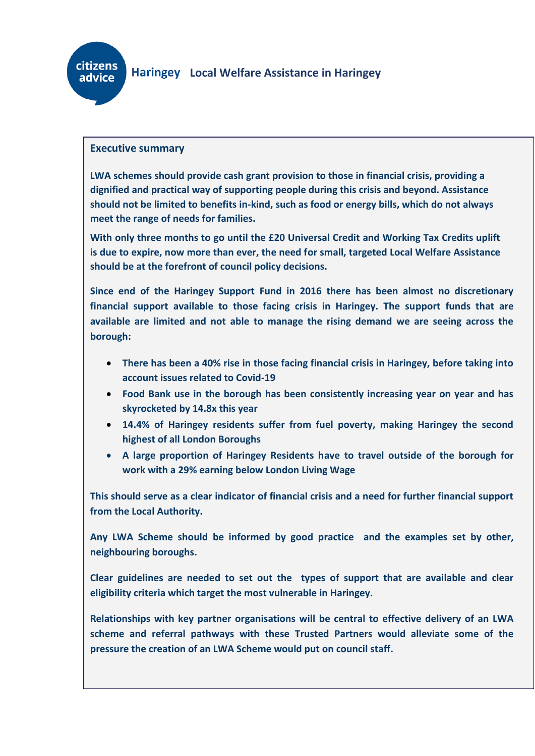citizens advice Haringey

# Local Welfare Assistance in Haringey

## Executive summary

**LWA schemes should provide cash grant provision to those in financial crisis, providing a dignified and practical way of supporting people during this crisis and beyond. Assistance should not be limited to benefits in-kind, such as food or energy bills, which do not always meet the range of needs for families.**

**With only three months to go until the £20 Universal Credit and Working Tax Credits uplift is due to expire, now more than ever, the need for small, targeted Local Welfare Assistance should be at the forefront of council policy decisions.**

**Since end of the Haringey Support Fund in 2016 there has been almost no discretionary financial support available to those facing crisis in Haringey. The support funds that are available are limited and not able to manage the rising demand we are seeing across the borough:**

- **There has been a 40% rise in those facing financial crisis in Haringey, before taking into account issues related to Covid-19**
- **Food Bank use in the borough has been consistently increasing year on year and has skyrocketed by 14.8x this year**
- **14.4% of Haringey residents suffer from fuel poverty, making Haringey the second highest of all London Boroughs**
- **A large proportion of Haringey Residents have to travel outside of the borough for work with a 29% earning below London Living Wage**

**This should serve as a clear indicator of financial crisis and a need for further financial support from the Local Authority.**

**Any LWA Scheme should be informed by good practice and the examples set by other, neighbouring boroughs.**

**Clear guidelines are needed to set out the types of support that are available and clear eligibility criteria which target the most vulnerable in Haringey.**

**Relationships with key partner organisations will be central to effective delivery of an LWA scheme and referral pathways with these Trusted Partners would alleviate some of the pressure the creation of an LWA Scheme would put on council staff.**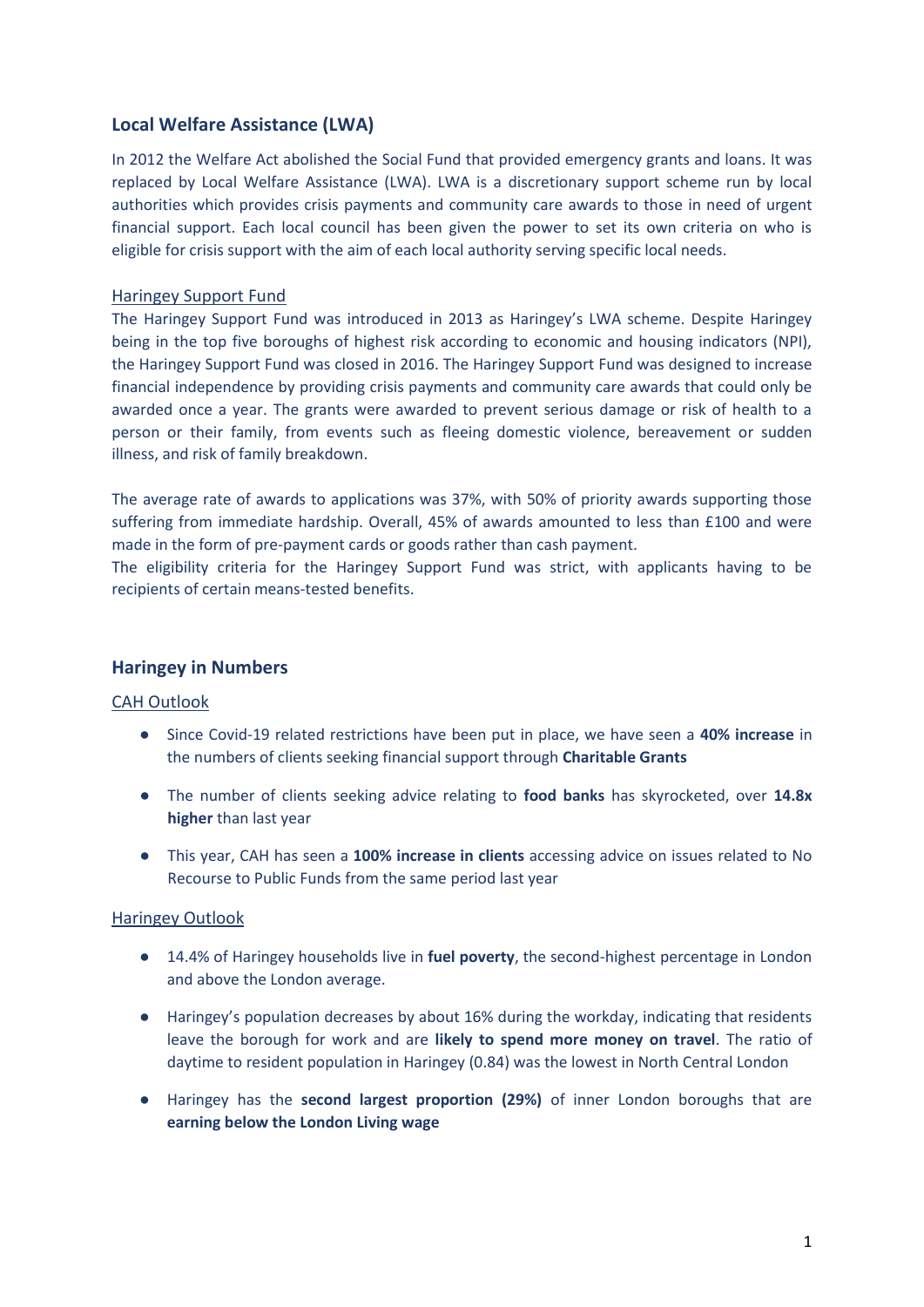## Local Welfare Assistance (LWA)

In 2012 the Welfare Act abolished the Social Fund that provided emergency grants and loans. It was replaced by Local Welfare Assistance (LWA). LWA is a discretionary support scheme run by local authorities which provides crisis payments and community care awards to those in need of urgent financial support. Each local council has been given the power to set its own criteria on who is eligible for crisis support with the aim of each local authority serving specific local needs.

### Haringey Support Fund

The Haringey Support Fund was introduced in 2013 as Haringey's LWA scheme. Despite Haringey being in the top five boroughs of highest risk according to economic and housing indicators (NPI), the Haringey Support Fund was closed in 2016. The Haringey Support Fund was designed to increase financial independence by providing crisis payments and community care awards that could only be awarded once a year. The grants were awarded to prevent serious damage or risk of health to a person or their family, from events such as fleeing domestic violence, bereavement or sudden illness, and risk of family breakdown.

The average rate of awards to applications was 37%, with 50% of priority awards supporting those suffering from immediate hardship. Overall, 45% of awards amounted to less than £100 and were made in the form of pre-payment cards or goods rather than cash payment.
The eligibility criteria for the Haringey Support Fund was strict, with applicants having to be recipients of certain means-tested benefits.

## Haringey in Numbers

### CAH Outlook

- Since Covid-19 related restrictions have been put in place, we have seen a **40% increase** in the numbers of clients seeking financial support through **Charitable Grants**
- The number of clients seeking advice relating to **food banks** has skyrocketed, over **14.8x higher** than last year
- This year, CAH has seen a **100% increase in clients** accessing advice on issues related to No Recourse to Public Funds from the same period last year

### Haringey Outlook

- 14.4% of Haringey households live in **fuel poverty**, the second-highest percentage in London and above the London average.
- Haringey's population decreases by about 16% during the workday, indicating that residents leave the borough for work and are **likely to spend more money on travel**. The ratio of daytime to resident population in Haringey (0.84) was the lowest in North Central London
- Haringey has the **second largest proportion (29%)** of inner London boroughs that are **earning below the London Living wage**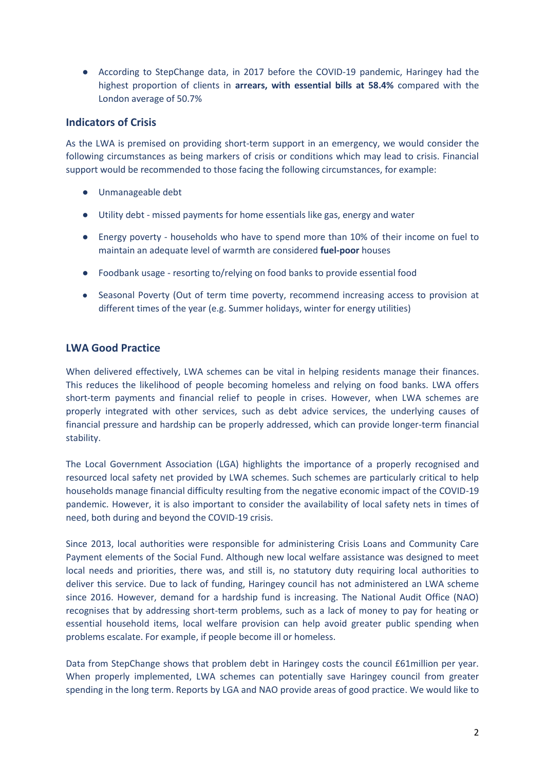- According to StepChange data, in 2017 before the COVID-19 pandemic, Haringey had the highest proportion of clients in **arrears, with essential bills at 58.4%** compared with the London average of 50.7%

## Indicators of Crisis

As the LWA is premised on providing short-term support in an emergency, we would consider the following circumstances as being markers of crisis or conditions which may lead to crisis. Financial support would be recommended to those facing the following circumstances, for example:

- Unmanageable debt
- Utility debt - missed payments for home essentials like gas, energy and water
- Energy poverty - households who have to spend more than 10% of their income on fuel to maintain an adequate level of warmth are considered **fuel-poor** houses
- Foodbank usage - resorting to/relying on food banks to provide essential food
- Seasonal Poverty (Out of term time poverty, recommend increasing access to provision at different times of the year (e.g. Summer holidays, winter for energy utilities)

## LWA Good Practice

When delivered effectively, LWA schemes can be vital in helping residents manage their finances. This reduces the likelihood of people becoming homeless and relying on food banks. LWA offers short-term payments and financial relief to people in crises. However, when LWA schemes are properly integrated with other services, such as debt advice services, the underlying causes of financial pressure and hardship can be properly addressed, which can provide longer-term financial stability.

The Local Government Association (LGA) highlights the importance of a properly recognised and resourced local safety net provided by LWA schemes. Such schemes are particularly critical to help households manage financial difficulty resulting from the negative economic impact of the COVID-19 pandemic. However, it is also important to consider the availability of local safety nets in times of need, both during and beyond the COVID-19 crisis.

Since 2013, local authorities were responsible for administering Crisis Loans and Community Care Payment elements of the Social Fund. Although new local welfare assistance was designed to meet local needs and priorities, there was, and still is, no statutory duty requiring local authorities to deliver this service. Due to lack of funding, Haringey council has not administered an LWA scheme since 2016. However, demand for a hardship fund is increasing. The National Audit Office (NAO) recognises that by addressing short-term problems, such as a lack of money to pay for heating or essential household items, local welfare provision can help avoid greater public spending when problems escalate. For example, if people become ill or homeless.

Data from StepChange shows that problem debt in Haringey costs the council £61million per year. When properly implemented, LWA schemes can potentially save Haringey council from greater spending in the long term. Reports by LGA and NAO provide areas of good practice. We would like to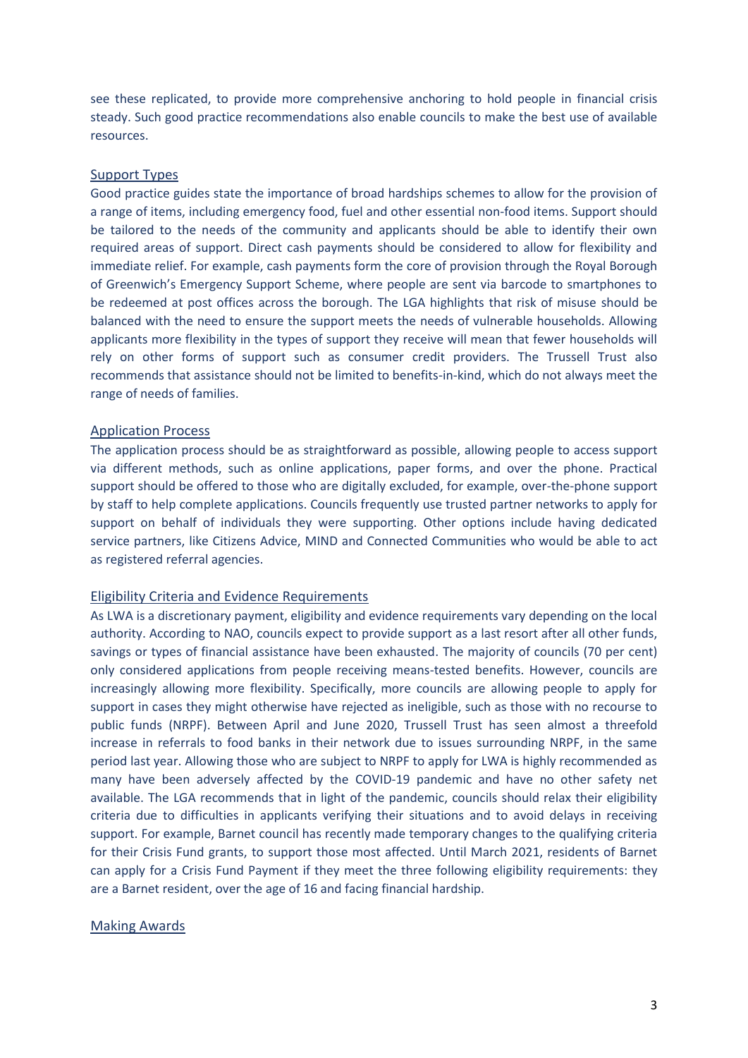see these replicated, to provide more comprehensive anchoring to hold people in financial crisis steady. Such good practice recommendations also enable councils to make the best use of available resources.

## Support Types

Good practice guides state the importance of broad hardships schemes to allow for the provision of a range of items, including emergency food, fuel and other essential non-food items. Support should be tailored to the needs of the community and applicants should be able to identify their own required areas of support. Direct cash payments should be considered to allow for flexibility and immediate relief. For example, cash payments form the core of provision through the Royal Borough of Greenwich's Emergency Support Scheme, where people are sent via barcode to smartphones to be redeemed at post offices across the borough. The LGA highlights that risk of misuse should be balanced with the need to ensure the support meets the needs of vulnerable households. Allowing applicants more flexibility in the types of support they receive will mean that fewer households will rely on other forms of support such as consumer credit providers. The Trussell Trust also recommends that assistance should not be limited to benefits-in-kind, which do not always meet the range of needs of families.

## Application Process

The application process should be as straightforward as possible, allowing people to access support via different methods, such as online applications, paper forms, and over the phone. Practical support should be offered to those who are digitally excluded, for example, over-the-phone support by staff to help complete applications. Councils frequently use trusted partner networks to apply for support on behalf of individuals they were supporting. Other options include having dedicated service partners, like Citizens Advice, MIND and Connected Communities who would be able to act as registered referral agencies.

## Eligibility Criteria and Evidence Requirements

As LWA is a discretionary payment, eligibility and evidence requirements vary depending on the local authority. According to NAO, councils expect to provide support as a last resort after all other funds, savings or types of financial assistance have been exhausted. The majority of councils (70 per cent) only considered applications from people receiving means-tested benefits. However, councils are increasingly allowing more flexibility. Specifically, more councils are allowing people to apply for support in cases they might otherwise have rejected as ineligible, such as those with no recourse to public funds (NRPF). Between April and June 2020, Trussell Trust has seen almost a threefold increase in referrals to food banks in their network due to issues surrounding NRPF, in the same period last year. Allowing those who are subject to NRPF to apply for LWA is highly recommended as many have been adversely affected by the COVID-19 pandemic and have no other safety net available. The LGA recommends that in light of the pandemic, councils should relax their eligibility criteria due to difficulties in applicants verifying their situations and to avoid delays in receiving support. For example, Barnet council has recently made temporary changes to the qualifying criteria for their Crisis Fund grants, to support those most affected. Until March 2021, residents of Barnet can apply for a Crisis Fund Payment if they meet the three following eligibility requirements: they are a Barnet resident, over the age of 16 and facing financial hardship.

## Making Awards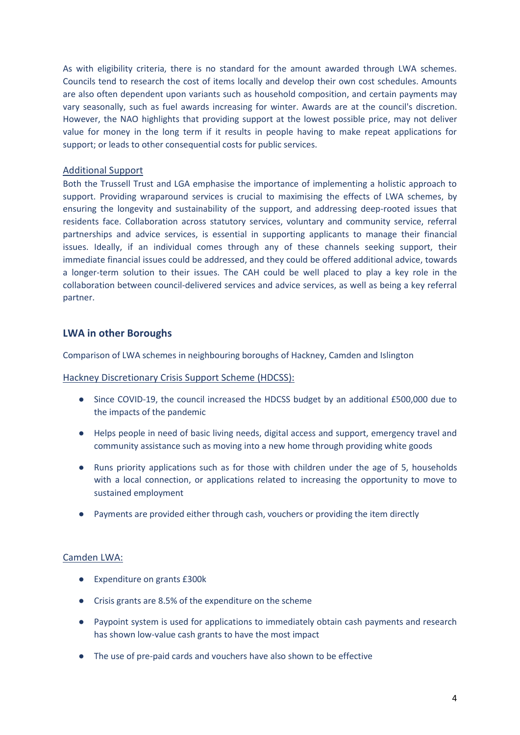As with eligibility criteria, there is no standard for the amount awarded through LWA schemes. Councils tend to research the cost of items locally and develop their own cost schedules. Amounts are also often dependent upon variants such as household composition, and certain payments may vary seasonally, such as fuel awards increasing for winter. Awards are at the council's discretion. However, the NAO highlights that providing support at the lowest possible price, may not deliver value for money in the long term if it results in people having to make repeat applications for support; or leads to other consequential costs for public services.

### Additional Support

Both the Trussell Trust and LGA emphasise the importance of implementing a holistic approach to support. Providing wraparound services is crucial to maximising the effects of LWA schemes, by ensuring the longevity and sustainability of the support, and addressing deep-rooted issues that residents face. Collaboration across statutory services, voluntary and community service, referral partnerships and advice services, is essential in supporting applicants to manage their financial issues. Ideally, if an individual comes through any of these channels seeking support, their immediate financial issues could be addressed, and they could be offered additional advice, towards a longer-term solution to their issues. The CAH could be well placed to play a key role in the collaboration between council-delivered services and advice services, as well as being a key referral partner.

## LWA in other Boroughs

Comparison of LWA schemes in neighbouring boroughs of Hackney, Camden and Islington

### Hackney Discretionary Crisis Support Scheme (HDCSS):

- Since COVID-19, the council increased the HDCSS budget by an additional £500,000 due to the impacts of the pandemic
- Helps people in need of basic living needs, digital access and support, emergency travel and community assistance such as moving into a new home through providing white goods
- Runs priority applications such as for those with children under the age of 5, households with a local connection, or applications related to increasing the opportunity to move to sustained employment
- Payments are provided either through cash, vouchers or providing the item directly

### Camden LWA:

- Expenditure on grants £300k
- Crisis grants are 8.5% of the expenditure on the scheme
- Paypoint system is used for applications to immediately obtain cash payments and research has shown low-value cash grants to have the most impact
- The use of pre-paid cards and vouchers have also shown to be effective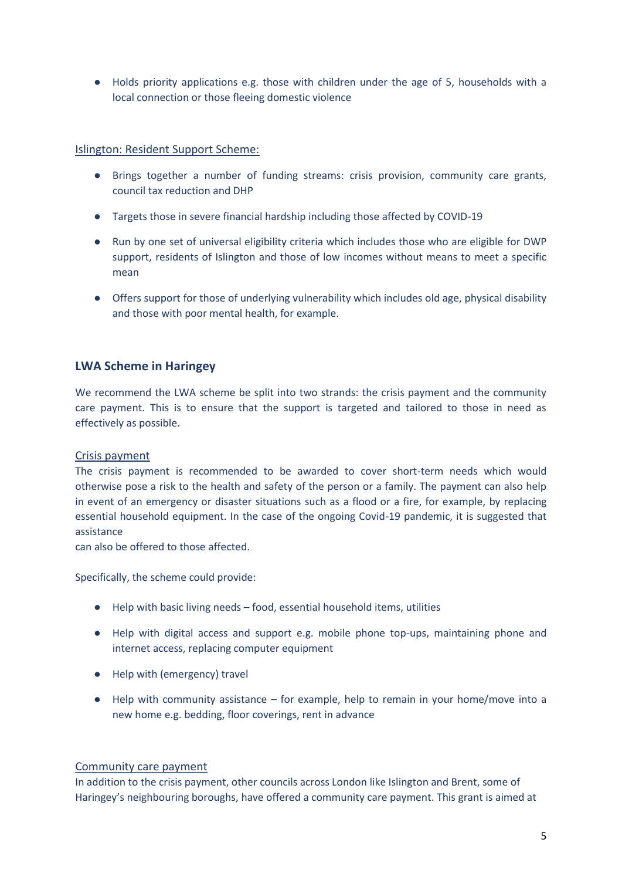- Holds priority applications e.g. those with children under the age of 5, households with a local connection or those fleeing domestic violence

Islington: Resident Support Scheme:

- Brings together a number of funding streams: crisis provision, community care grants, council tax reduction and DHP
- Targets those in severe financial hardship including those affected by COVID-19
- Run by one set of universal eligibility criteria which includes those who are eligible for DWP support, residents of Islington and those of low incomes without means to meet a specific mean
- Offers support for those of underlying vulnerability which includes old age, physical disability and those with poor mental health, for example.

## LWA Scheme in Haringey

We recommend the LWA scheme be split into two strands: the crisis payment and the community care payment. This is to ensure that the support is targeted and tailored to those in need as effectively as possible.

Crisis payment

The crisis payment is recommended to be awarded to cover short-term needs which would otherwise pose a risk to the health and safety of the person or a family. The payment can also help in event of an emergency or disaster situations such as a flood or a fire, for example, by replacing essential household equipment. In the case of the ongoing Covid-19 pandemic, it is suggested that assistance
can also be offered to those affected.

Specifically, the scheme could provide:

- Help with basic living needs – food, essential household items, utilities
- Help with digital access and support e.g. mobile phone top-ups, maintaining phone and internet access, replacing computer equipment
- Help with (emergency) travel
- Help with community assistance – for example, help to remain in your home/move into a new home e.g. bedding, floor coverings, rent in advance

Community care payment

In addition to the crisis payment, other councils across London like Islington and Brent, some of Haringey's neighbouring boroughs, have offered a community care payment. This grant is aimed at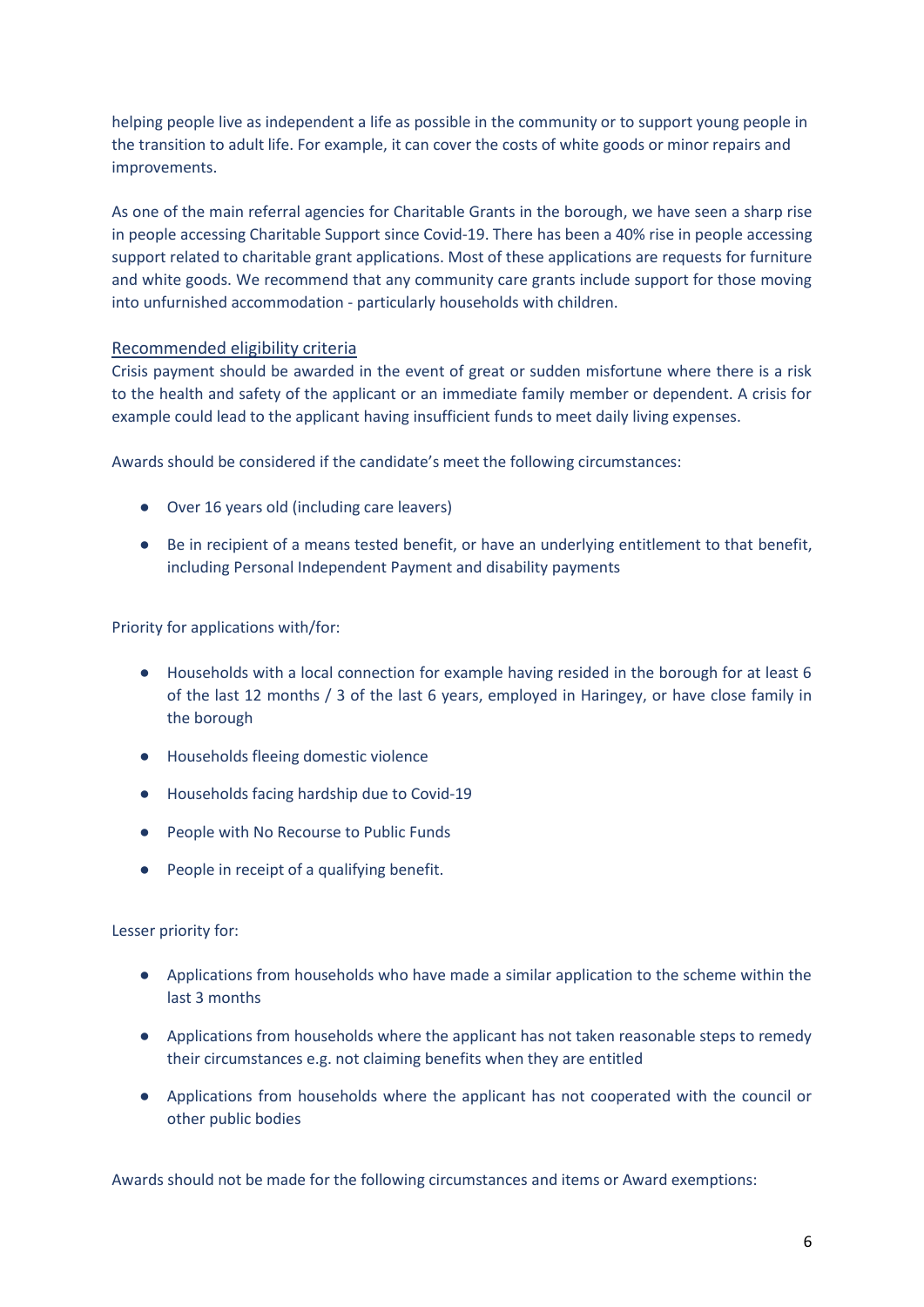helping people live as independent a life as possible in the community or to support young people in the transition to adult life. For example, it can cover the costs of white goods or minor repairs and improvements.

As one of the main referral agencies for Charitable Grants in the borough, we have seen a sharp rise in people accessing Charitable Support since Covid-19. There has been a 40% rise in people accessing support related to charitable grant applications. Most of these applications are requests for furniture and white goods. We recommend that any community care grants include support for those moving into unfurnished accommodation - particularly households with children.

### Recommended eligibility criteria

Crisis payment should be awarded in the event of great or sudden misfortune where there is a risk to the health and safety of the applicant or an immediate family member or dependent. A crisis for example could lead to the applicant having insufficient funds to meet daily living expenses.

Awards should be considered if the candidate's meet the following circumstances:

- Over 16 years old (including care leavers)
- Be in recipient of a means tested benefit, or have an underlying entitlement to that benefit, including Personal Independent Payment and disability payments

Priority for applications with/for:

- Households with a local connection for example having resided in the borough for at least 6 of the last 12 months / 3 of the last 6 years, employed in Haringey, or have close family in the borough
- Households fleeing domestic violence
- Households facing hardship due to Covid-19
- People with No Recourse to Public Funds
- People in receipt of a qualifying benefit.

Lesser priority for:

- Applications from households who have made a similar application to the scheme within the last 3 months
- Applications from households where the applicant has not taken reasonable steps to remedy their circumstances e.g. not claiming benefits when they are entitled
- Applications from households where the applicant has not cooperated with the council or other public bodies

Awards should not be made for the following circumstances and items or Award exemptions: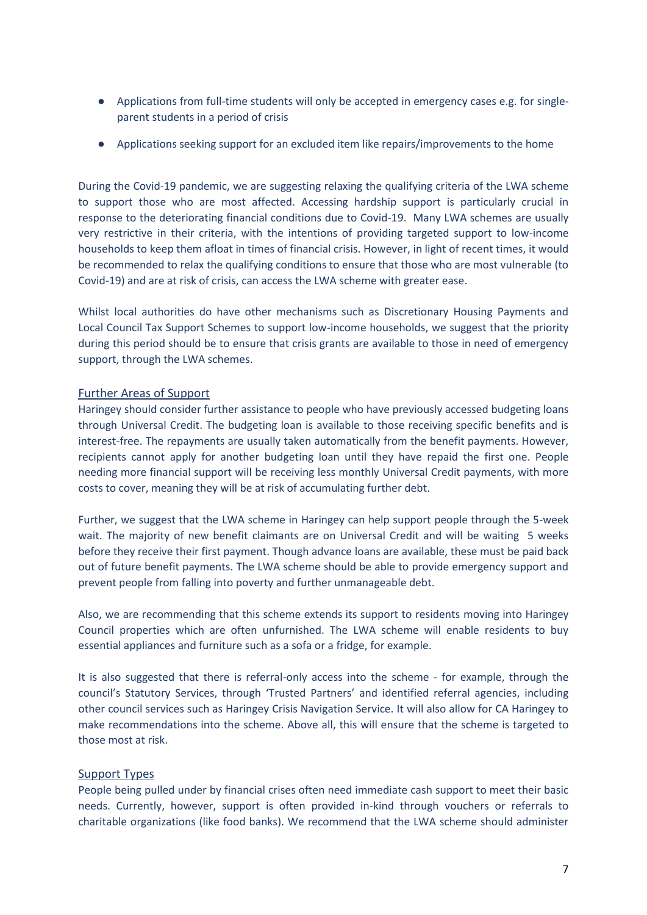- Applications from full-time students will only be accepted in emergency cases e.g. for single-parent students in a period of crisis
- Applications seeking support for an excluded item like repairs/improvements to the home

During the Covid-19 pandemic, we are suggesting relaxing the qualifying criteria of the LWA scheme to support those who are most affected. Accessing hardship support is particularly crucial in response to the deteriorating financial conditions due to Covid-19. Many LWA schemes are usually very restrictive in their criteria, with the intentions of providing targeted support to low-income households to keep them afloat in times of financial crisis. However, in light of recent times, it would be recommended to relax the qualifying conditions to ensure that those who are most vulnerable (to Covid-19) and are at risk of crisis, can access the LWA scheme with greater ease.

Whilst local authorities do have other mechanisms such as Discretionary Housing Payments and Local Council Tax Support Schemes to support low-income households, we suggest that the priority during this period should be to ensure that crisis grants are available to those in need of emergency support, through the LWA schemes.

## Further Areas of Support

Haringey should consider further assistance to people who have previously accessed budgeting loans through Universal Credit. The budgeting loan is available to those receiving specific benefits and is interest-free. The repayments are usually taken automatically from the benefit payments. However, recipients cannot apply for another budgeting loan until they have repaid the first one. People needing more financial support will be receiving less monthly Universal Credit payments, with more costs to cover, meaning they will be at risk of accumulating further debt.

Further, we suggest that the LWA scheme in Haringey can help support people through the 5-week wait. The majority of new benefit claimants are on Universal Credit and will be waiting 5 weeks before they receive their first payment. Though advance loans are available, these must be paid back out of future benefit payments. The LWA scheme should be able to provide emergency support and prevent people from falling into poverty and further unmanageable debt.

Also, we are recommending that this scheme extends its support to residents moving into Haringey Council properties which are often unfurnished. The LWA scheme will enable residents to buy essential appliances and furniture such as a sofa or a fridge, for example.

It is also suggested that there is referral-only access into the scheme - for example, through the council's Statutory Services, through 'Trusted Partners' and identified referral agencies, including other council services such as Haringey Crisis Navigation Service. It will also allow for CA Haringey to make recommendations into the scheme. Above all, this will ensure that the scheme is targeted to those most at risk.

## Support Types

People being pulled under by financial crises often need immediate cash support to meet their basic needs. Currently, however, support is often provided in-kind through vouchers or referrals to charitable organizations (like food banks). We recommend that the LWA scheme should administer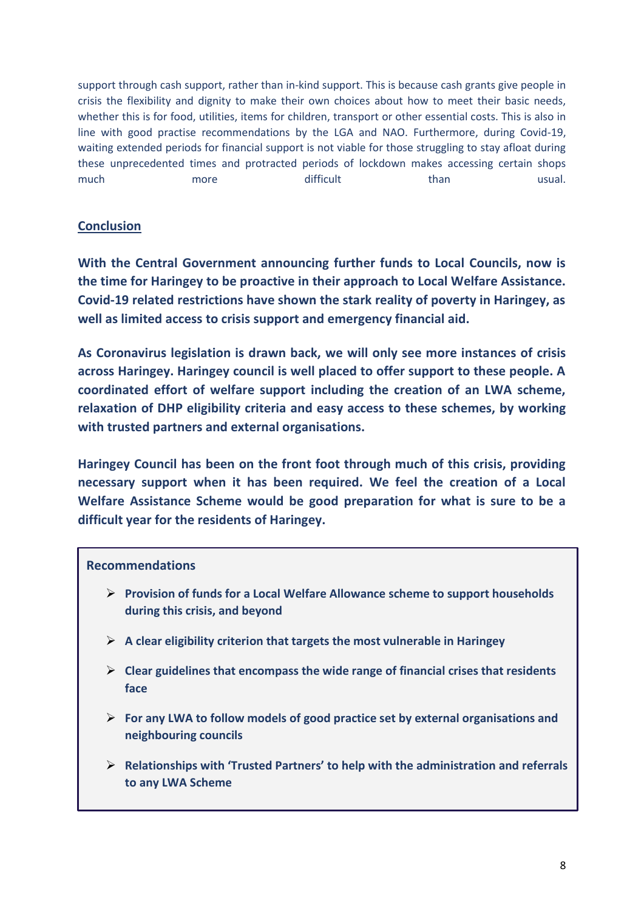support through cash support, rather than in-kind support. This is because cash grants give people in crisis the flexibility and dignity to make their own choices about how to meet their basic needs, whether this is for food, utilities, items for children, transport or other essential costs. This is also in line with good practise recommendations by the LGA and NAO. Furthermore, during Covid-19, waiting extended periods for financial support is not viable for those struggling to stay afloat during these unprecedented times and protracted periods of lockdown makes accessing certain shops much more difficult than usual.

## Conclusion

**With the Central Government announcing further funds to Local Councils, now is the time for Haringey to be proactive in their approach to Local Welfare Assistance. Covid-19 related restrictions have shown the stark reality of poverty in Haringey, as well as limited access to crisis support and emergency financial aid.**

**As Coronavirus legislation is drawn back, we will only see more instances of crisis across Haringey. Haringey council is well placed to offer support to these people. A coordinated effort of welfare support including the creation of an LWA scheme, relaxation of DHP eligibility criteria and easy access to these schemes, by working with trusted partners and external organisations.**

**Haringey Council has been on the front foot through much of this crisis, providing necessary support when it has been required. We feel the creation of a Local Welfare Assistance Scheme would be good preparation for what is sure to be a difficult year for the residents of Haringey.**

**Recommendations**

- **Provision of funds for a Local Welfare Allowance scheme to support households during this crisis, and beyond**
- **A clear eligibility criterion that targets the most vulnerable in Haringey**
- **Clear guidelines that encompass the wide range of financial crises that residents face**
- **For any LWA to follow models of good practice set by external organisations and neighbouring councils**
- **Relationships with 'Trusted Partners' to help with the administration and referrals to any LWA Scheme**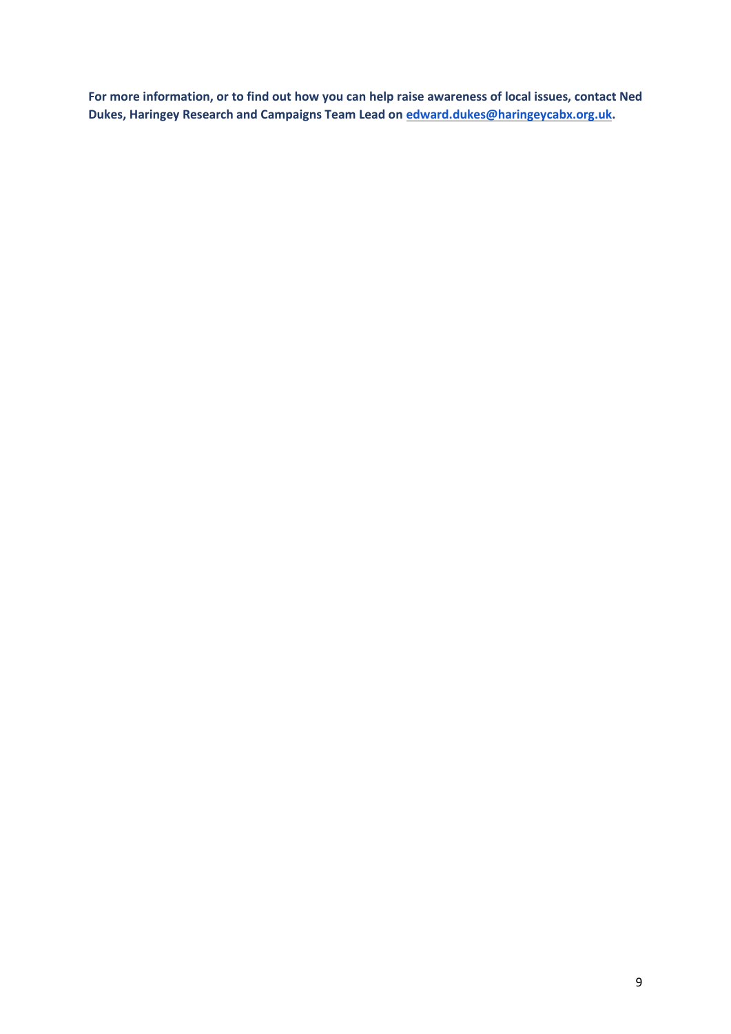**For more information, or to find out how you can help raise awareness of local issues, contact Ned Dukes, Haringey Research and Campaigns Team Lead on [edward.dukes@haringeycabx.org.uk](mailto:edward.dukes@haringeycabx.org.uk).**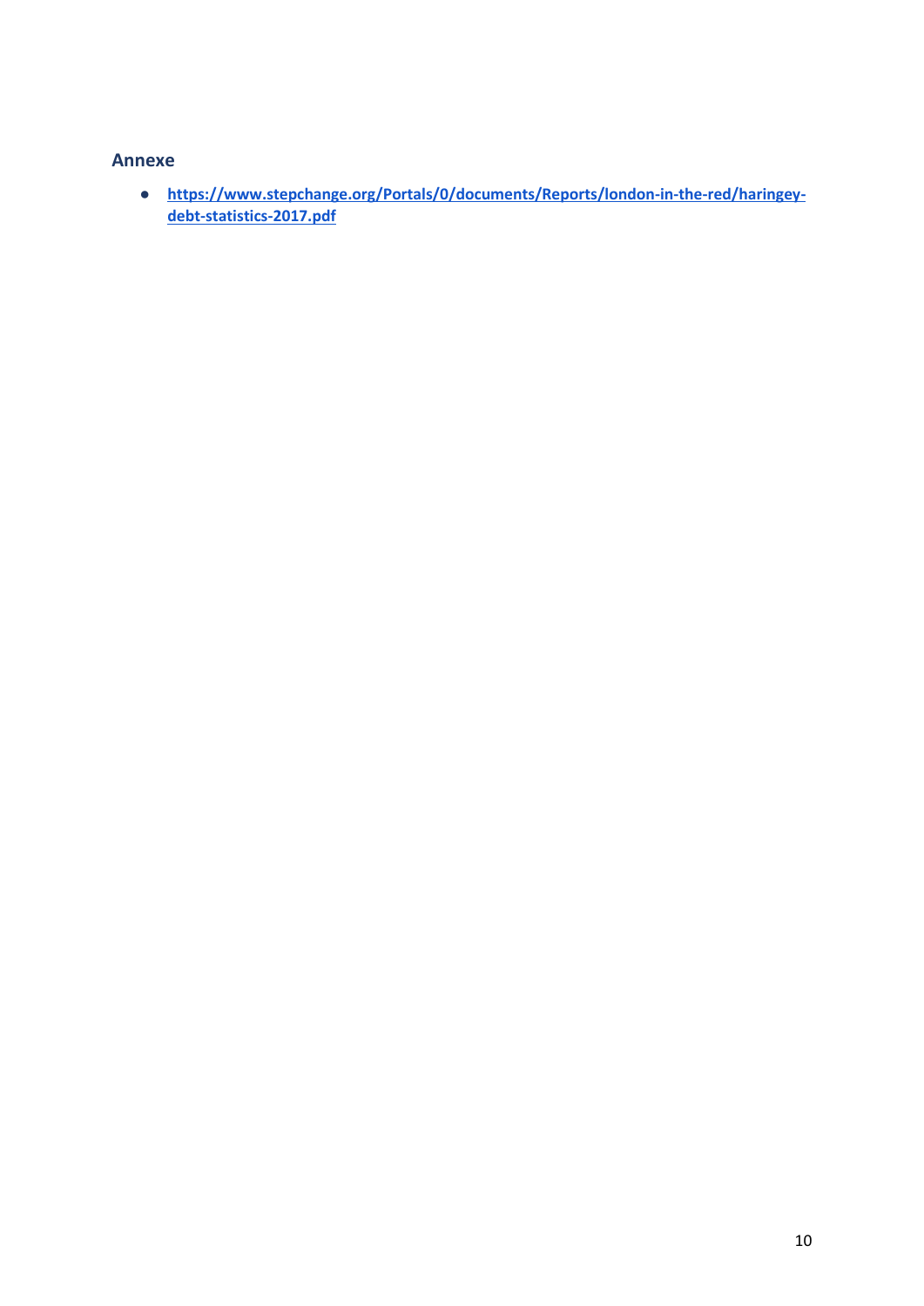## Annexe

- **https://www.stepchange.org/Portals/0/documents/Reports/london-in-the-red/haringey-debt-statistics-2017.pdf**